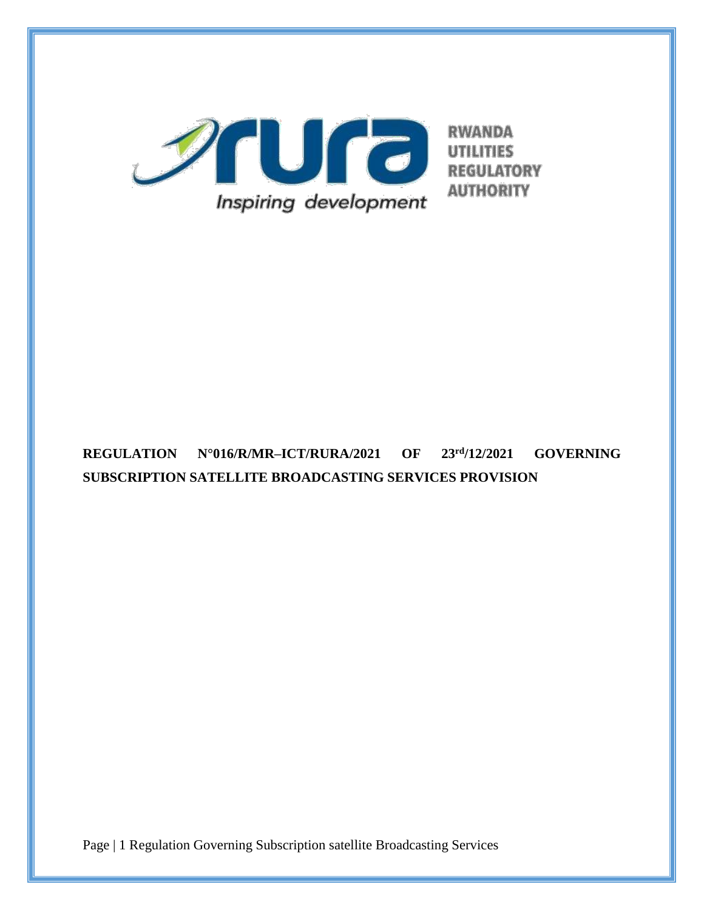RWANDA UTILITIES REGULATORY AUTHORITY

Inspiring development

**REGULATION N°016/R/MR–ICT/RURA/2021 OF 23rd/12/2021 GOVERNING SUBSCRIPTION SATELLITE BROADCASTING SERVICES PROVISION**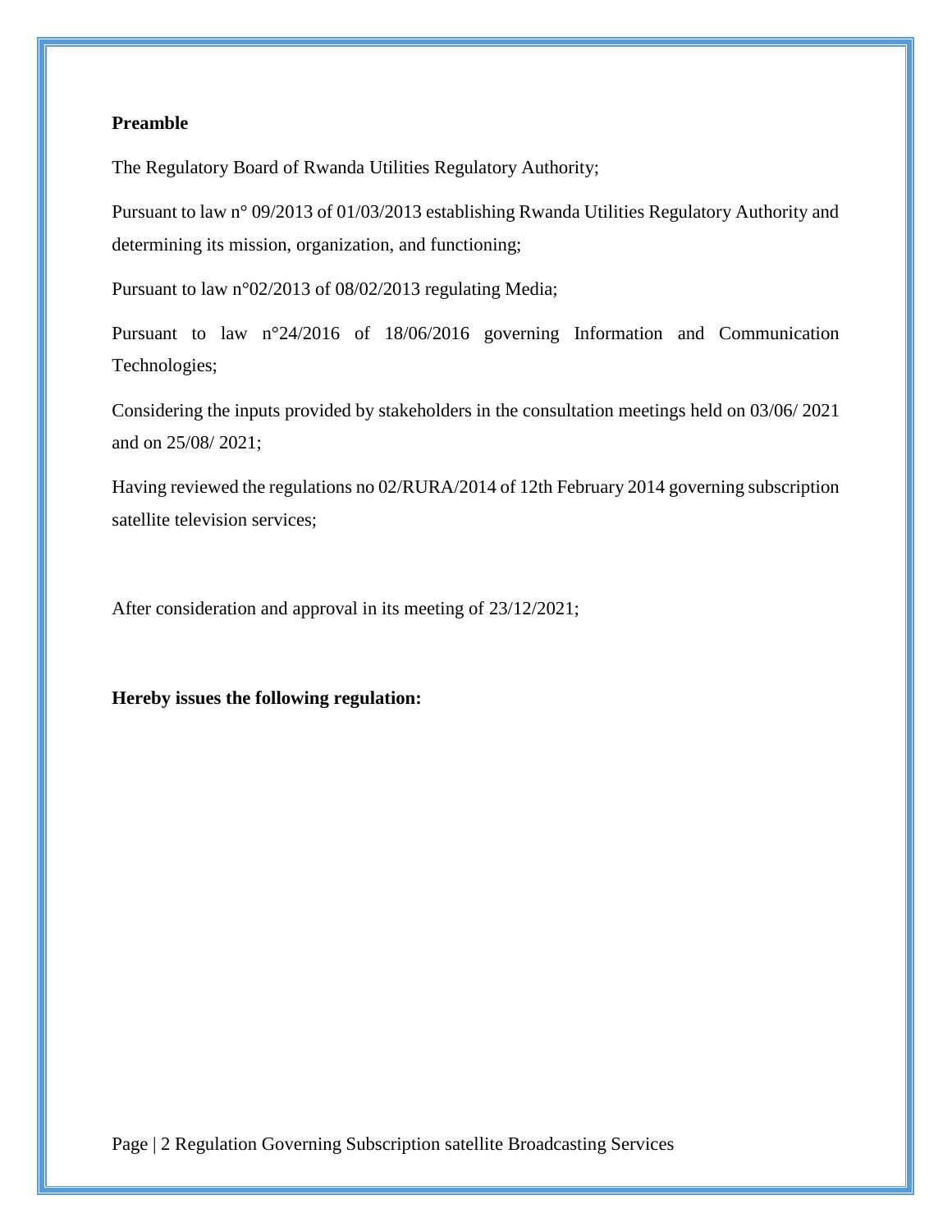**Preamble**

The Regulatory Board of Rwanda Utilities Regulatory Authority;

Pursuant to law n° 09/2013 of 01/03/2013 establishing Rwanda Utilities Regulatory Authority and determining its mission, organization, and functioning;

Pursuant to law n°02/2013 of 08/02/2013 regulating Media;

Pursuant to law n°24/2016 of 18/06/2016 governing Information and Communication Technologies;

Considering the inputs provided by stakeholders in the consultation meetings held on 03/06/ 2021 and on 25/08/ 2021;

Having reviewed the regulations no 02/RURA/2014 of 12th February 2014 governing subscription satellite television services;

After consideration and approval in its meeting of 23/12/2021;

**Hereby issues the following regulation:**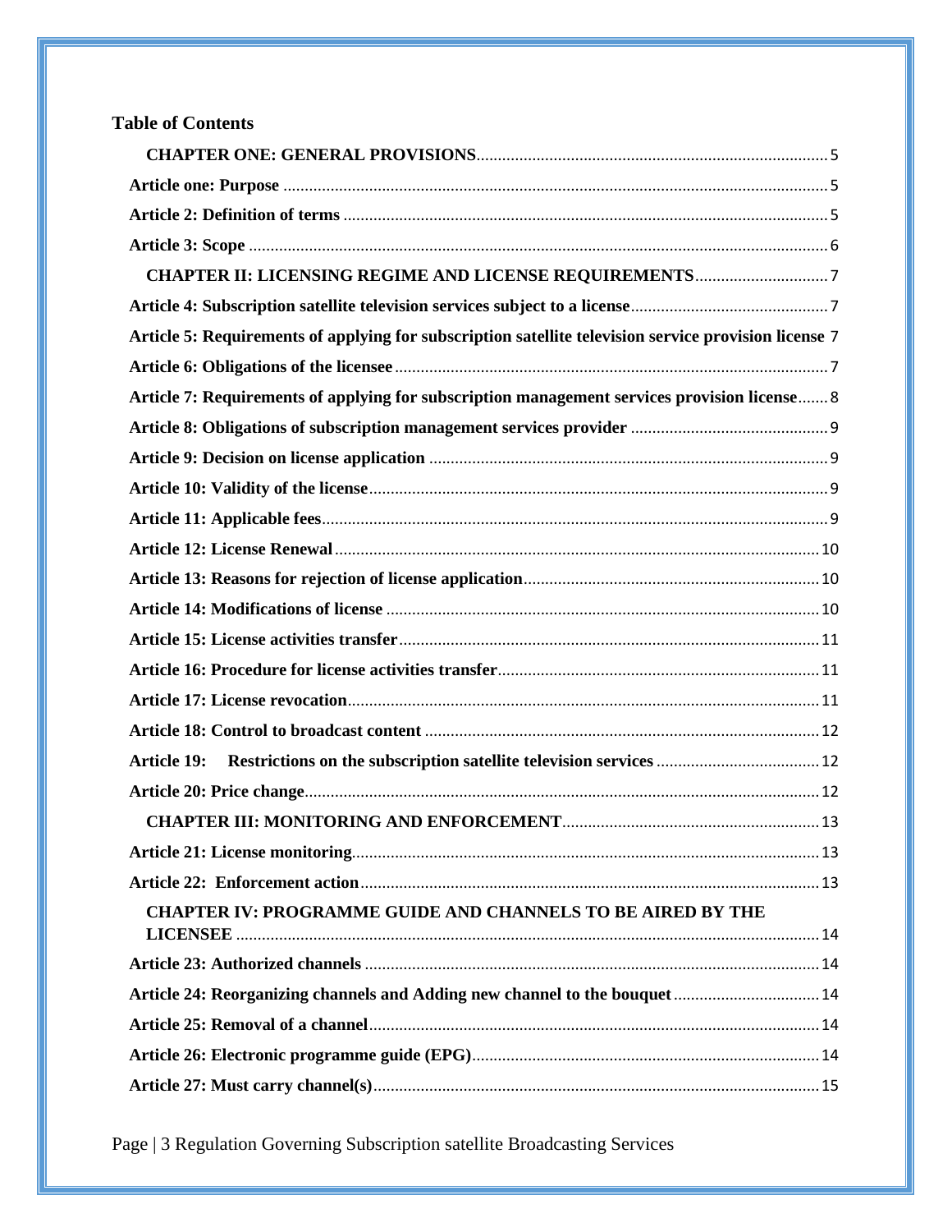**Table of Contents**

- **CHAPTER ONE: GENERAL PROVISIONS** ..... 5
- **Article one: Purpose** ..... 5
- **Article 2: Definition of terms** ..... 5
- **Article 3: Scope** ..... 6
- **CHAPTER II: LICENSING REGIME AND LICENSE REQUIREMENTS** ..... 7
- **Article 4: Subscription satellite television services subject to a license** ..... 7
- **Article 5: Requirements of applying for subscription satellite television service provision license** 7
- **Article 6: Obligations of the licensee** ..... 7
- **Article 7: Requirements of applying for subscription management services provision license** ..... 8
- **Article 8: Obligations of subscription management services provider** ..... 9
- **Article 9: Decision on license application** ..... 9
- **Article 10: Validity of the license** ..... 9
- **Article 11: Applicable fees** ..... 9
- **Article 12: License Renewal** ..... 10
- **Article 13: Reasons for rejection of license application** ..... 10
- **Article 14: Modifications of license** ..... 10
- **Article 15: License activities transfer** ..... 11
- **Article 16: Procedure for license activities transfer** ..... 11
- **Article 17: License revocation** ..... 11
- **Article 18: Control to broadcast content** ..... 12
- **Article 19: Restrictions on the subscription satellite television services** ..... 12
- **Article 20: Price change** ..... 12
- **CHAPTER III: MONITORING AND ENFORCEMENT** ..... 13
- **Article 21: License monitoring** ..... 13
- **Article 22: Enforcement action** ..... 13
- **CHAPTER IV: PROGRAMME GUIDE AND CHANNELS TO BE AIRED BY THE LICENSEE** ..... 14
- **Article 23: Authorized channels** ..... 14
- **Article 24: Reorganizing channels and Adding new channel to the bouquet** ..... 14
- **Article 25: Removal of a channel** ..... 14
- **Article 26: Electronic programme guide (EPG)** ..... 14
- **Article 27: Must carry channel(s)** ..... 15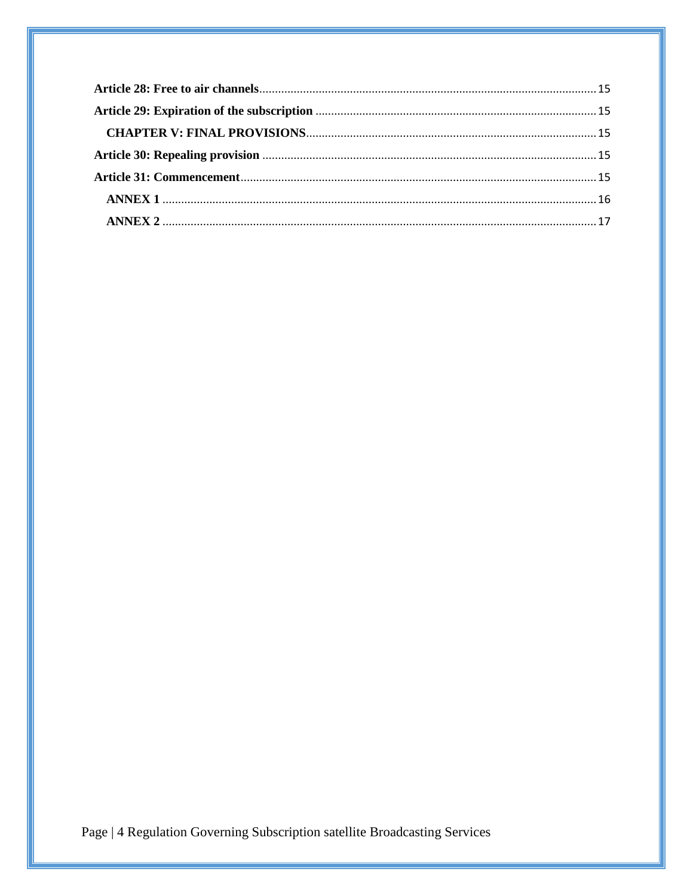**Article 28: Free to air channels** ........................................................................................................... 15

**Article 29: Expiration of the subscription** ......................................................................................... 15

**CHAPTER V: FINAL PROVISIONS** ............................................................................................ 15

**Article 30: Repealing provision** .......................................................................................................... 15

**Article 31: Commencement** ................................................................................................................. 15

**ANNEX 1** ......................................................................................................................................... 16

**ANNEX 2** ......................................................................................................................................... 17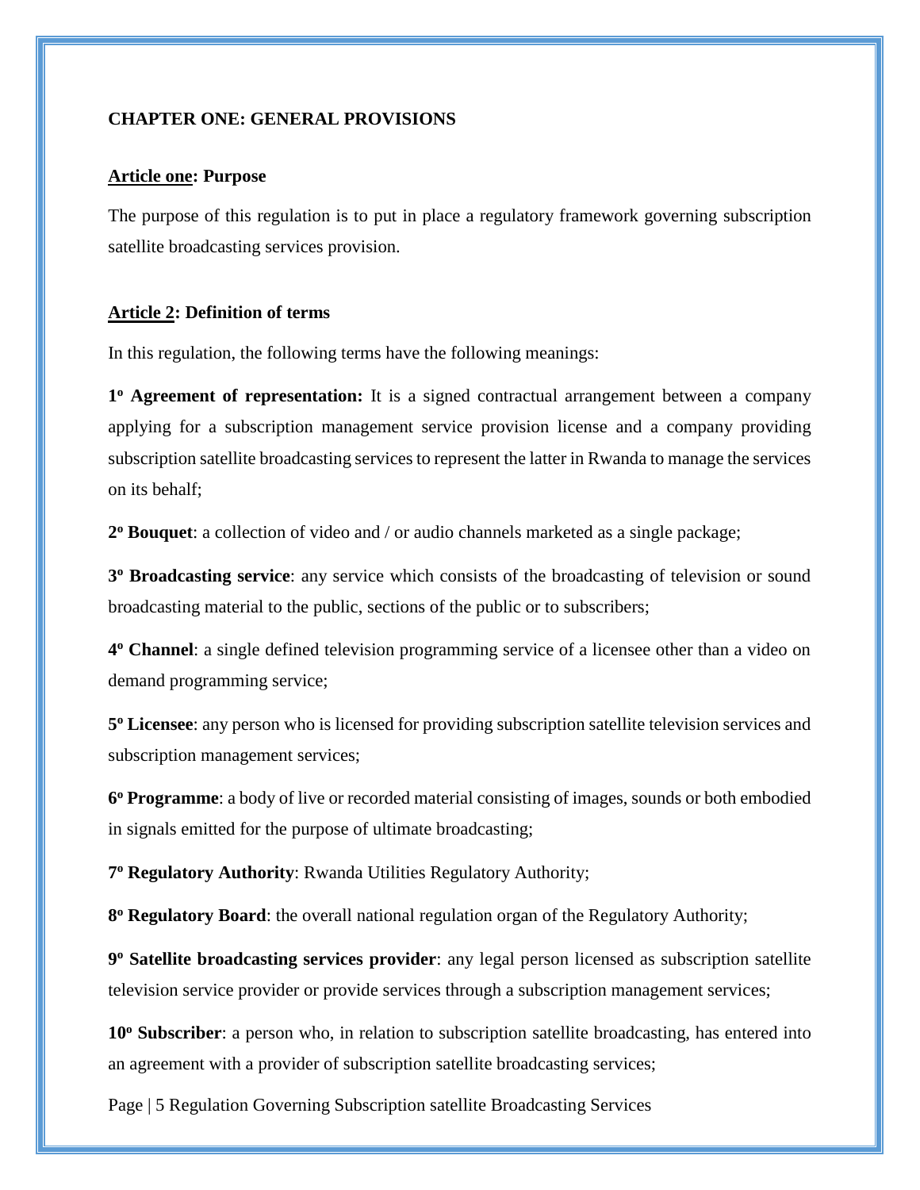## CHAPTER ONE: GENERAL PROVISIONS

**Article one: Purpose**

The purpose of this regulation is to put in place a regulatory framework governing subscription satellite broadcasting services provision.

**Article 2: Definition of terms**

In this regulation, the following terms have the following meanings:

**1º Agreement of representation:** It is a signed contractual arrangement between a company applying for a subscription management service provision license and a company providing subscription satellite broadcasting services to represent the latter in Rwanda to manage the services on its behalf;

**2º Bouquet**: a collection of video and / or audio channels marketed as a single package;

**3º Broadcasting service**: any service which consists of the broadcasting of television or sound broadcasting material to the public, sections of the public or to subscribers;

**4º Channel**: a single defined television programming service of a licensee other than a video on demand programming service;

**5º Licensee**: any person who is licensed for providing subscription satellite television services and subscription management services;

**6º Programme**: a body of live or recorded material consisting of images, sounds or both embodied in signals emitted for the purpose of ultimate broadcasting;

**7º Regulatory Authority**: Rwanda Utilities Regulatory Authority;

**8º Regulatory Board**: the overall national regulation organ of the Regulatory Authority;

**9º Satellite broadcasting services provider**: any legal person licensed as subscription satellite television service provider or provide services through a subscription management services;

**10º Subscriber**: a person who, in relation to subscription satellite broadcasting, has entered into an agreement with a provider of subscription satellite broadcasting services;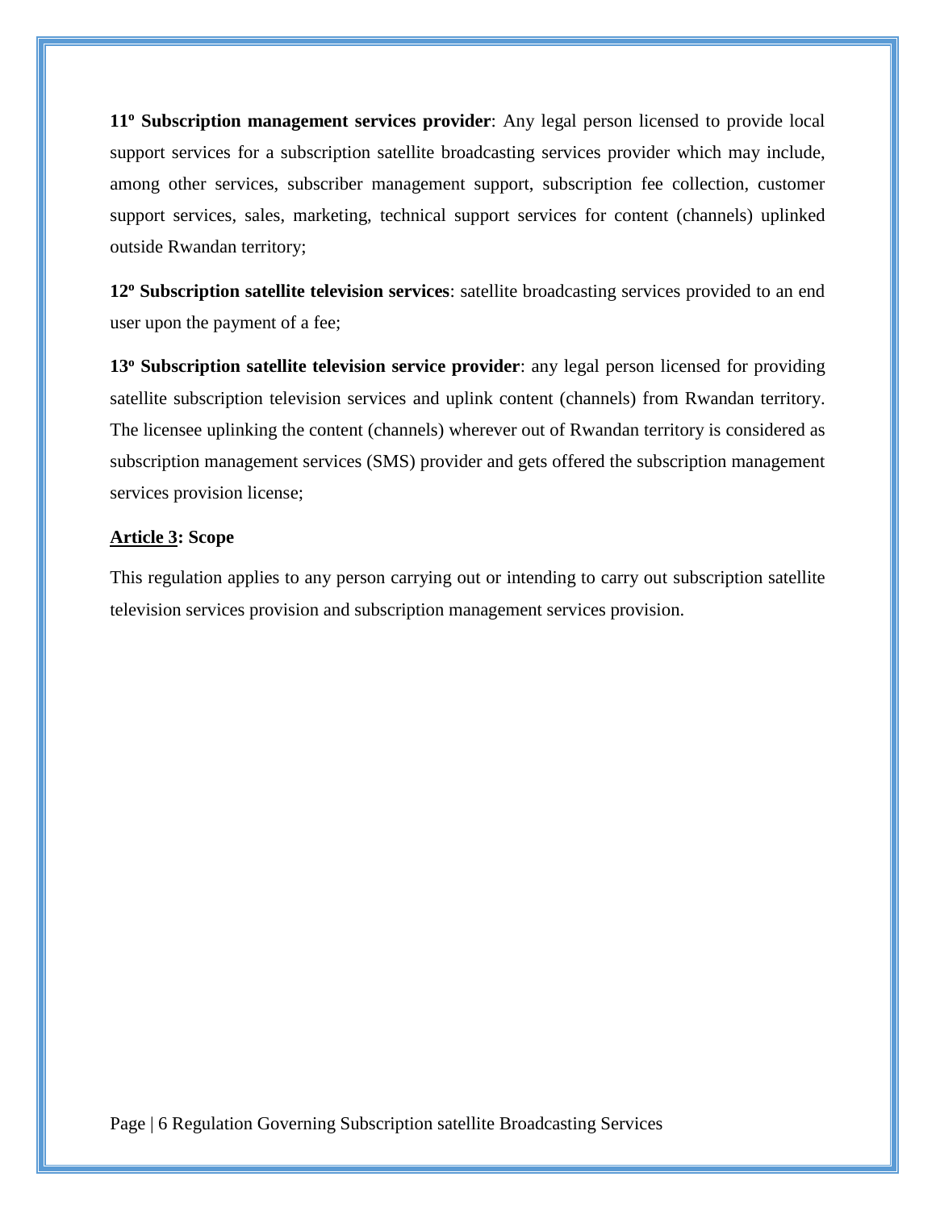**11º Subscription management services provider**: Any legal person licensed to provide local support services for a subscription satellite broadcasting services provider which may include, among other services, subscriber management support, subscription fee collection, customer support services, sales, marketing, technical support services for content (channels) uplinked outside Rwandan territory;

**12º Subscription satellite television services**: satellite broadcasting services provided to an end user upon the payment of a fee;

**13º Subscription satellite television service provider**: any legal person licensed for providing satellite subscription television services and uplink content (channels) from Rwandan territory. The licensee uplinking the content (channels) wherever out of Rwandan territory is considered as subscription management services (SMS) provider and gets offered the subscription management services provision license;

**Article 3: Scope**

This regulation applies to any person carrying out or intending to carry out subscription satellite television services provision and subscription management services provision.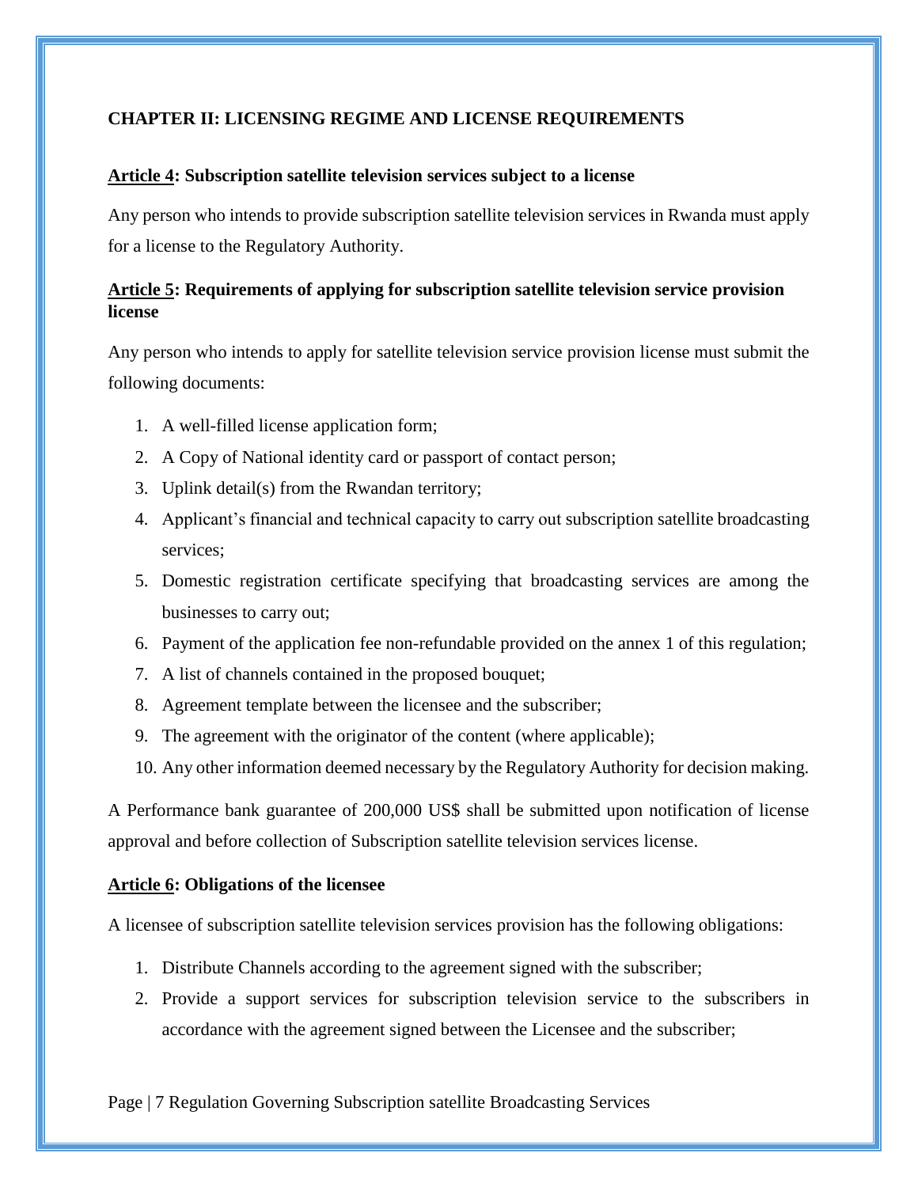## CHAPTER II: LICENSING REGIME AND LICENSE REQUIREMENTS

### Article 4: Subscription satellite television services subject to a license

Any person who intends to provide subscription satellite television services in Rwanda must apply for a license to the Regulatory Authority.

### Article 5: Requirements of applying for subscription satellite television service provision license

Any person who intends to apply for satellite television service provision license must submit the following documents:

1. A well-filled license application form;
2. A Copy of National identity card or passport of contact person;
3. Uplink detail(s) from the Rwandan territory;
4. Applicant's financial and technical capacity to carry out subscription satellite broadcasting services;
5. Domestic registration certificate specifying that broadcasting services are among the businesses to carry out;
6. Payment of the application fee non-refundable provided on the annex 1 of this regulation;
7. A list of channels contained in the proposed bouquet;
8. Agreement template between the licensee and the subscriber;
9. The agreement with the originator of the content (where applicable);
10. Any other information deemed necessary by the Regulatory Authority for decision making.

A Performance bank guarantee of 200,000 US$ shall be submitted upon notification of license approval and before collection of Subscription satellite television services license.

### Article 6: Obligations of the licensee

A licensee of subscription satellite television services provision has the following obligations:

1. Distribute Channels according to the agreement signed with the subscriber;
2. Provide a support services for subscription television service to the subscribers in accordance with the agreement signed between the Licensee and the subscriber;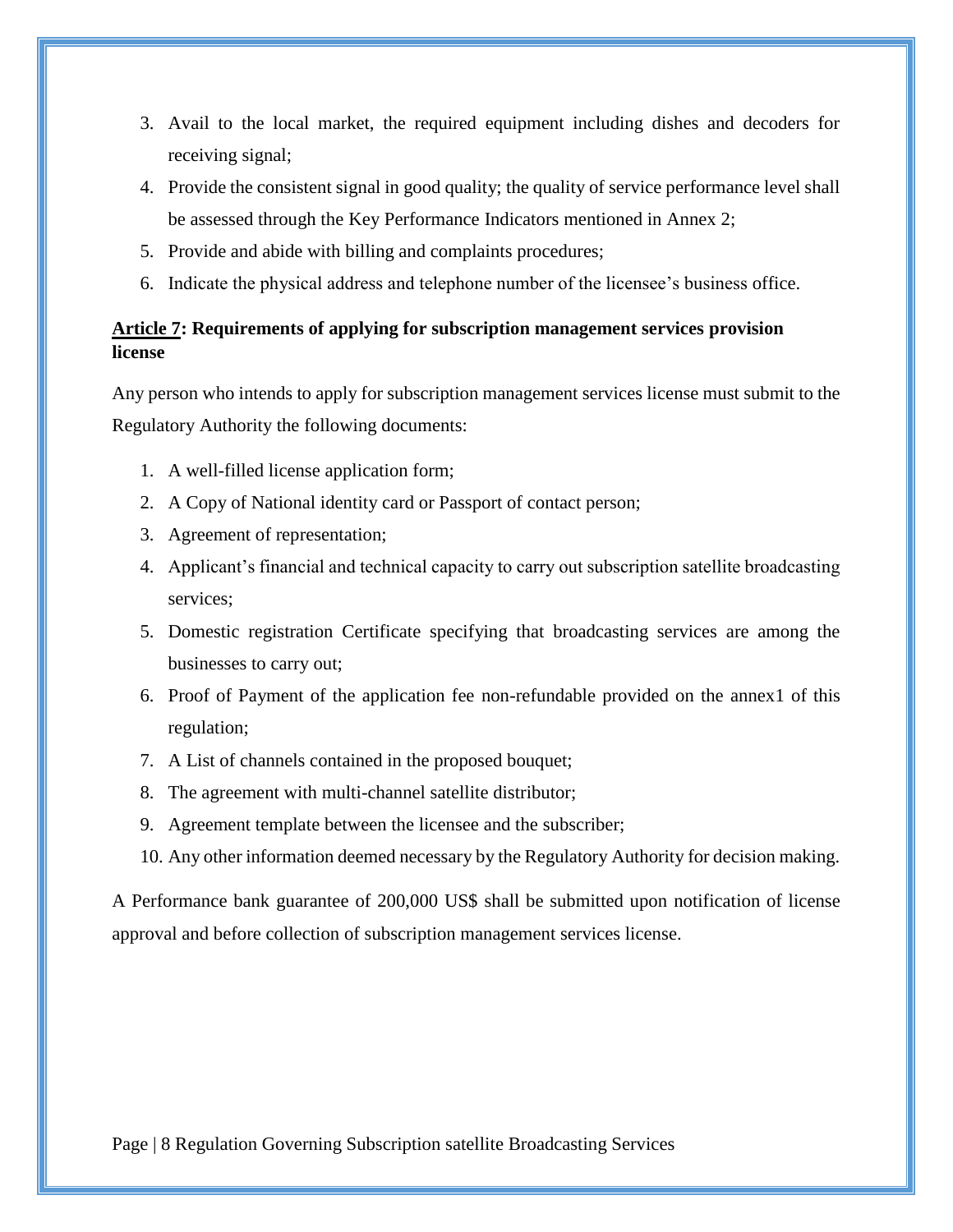3. Avail to the local market, the required equipment including dishes and decoders for receiving signal;
4. Provide the consistent signal in good quality; the quality of service performance level shall be assessed through the Key Performance Indicators mentioned in Annex 2;
5. Provide and abide with billing and complaints procedures;
6. Indicate the physical address and telephone number of the licensee's business office.

**Article 7: Requirements of applying for subscription management services provision license**

Any person who intends to apply for subscription management services license must submit to the Regulatory Authority the following documents:

1. A well-filled license application form;
2. A Copy of National identity card or Passport of contact person;
3. Agreement of representation;
4. Applicant's financial and technical capacity to carry out subscription satellite broadcasting services;
5. Domestic registration Certificate specifying that broadcasting services are among the businesses to carry out;
6. Proof of Payment of the application fee non-refundable provided on the annex1 of this regulation;
7. A List of channels contained in the proposed bouquet;
8. The agreement with multi-channel satellite distributor;
9. Agreement template between the licensee and the subscriber;
10. Any other information deemed necessary by the Regulatory Authority for decision making.

A Performance bank guarantee of 200,000 US$ shall be submitted upon notification of license approval and before collection of subscription management services license.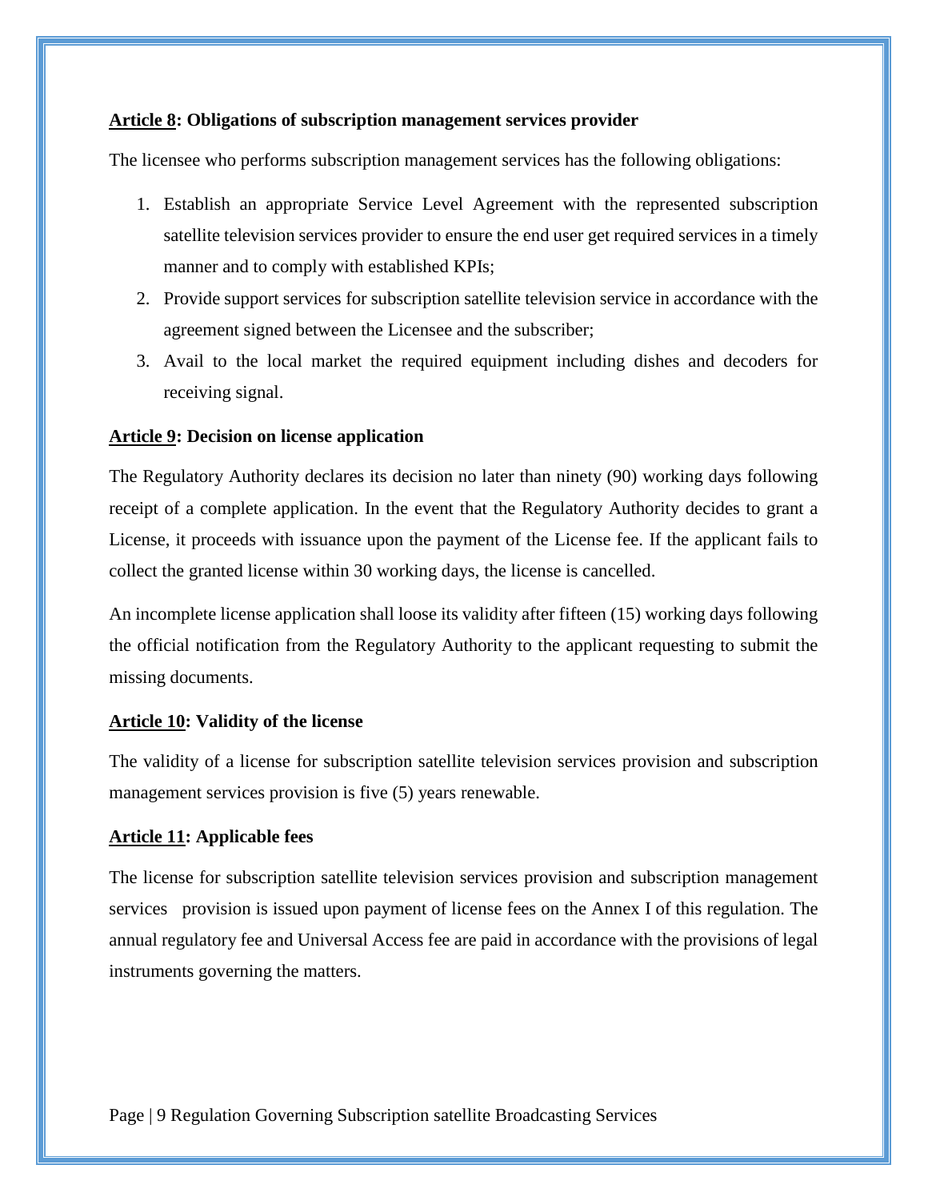**Article 8: Obligations of subscription management services provider**

The licensee who performs subscription management services has the following obligations:

1. Establish an appropriate Service Level Agreement with the represented subscription satellite television services provider to ensure the end user get required services in a timely manner and to comply with established KPIs;
2. Provide support services for subscription satellite television service in accordance with the agreement signed between the Licensee and the subscriber;
3. Avail to the local market the required equipment including dishes and decoders for receiving signal.

**Article 9: Decision on license application**

The Regulatory Authority declares its decision no later than ninety (90) working days following receipt of a complete application. In the event that the Regulatory Authority decides to grant a License, it proceeds with issuance upon the payment of the License fee. If the applicant fails to collect the granted license within 30 working days, the license is cancelled.

An incomplete license application shall loose its validity after fifteen (15) working days following the official notification from the Regulatory Authority to the applicant requesting to submit the missing documents.

**Article 10: Validity of the license**

The validity of a license for subscription satellite television services provision and subscription management services provision is five (5) years renewable.

**Article 11: Applicable fees**

The license for subscription satellite television services provision and subscription management services provision is issued upon payment of license fees on the Annex I of this regulation. The annual regulatory fee and Universal Access fee are paid in accordance with the provisions of legal instruments governing the matters.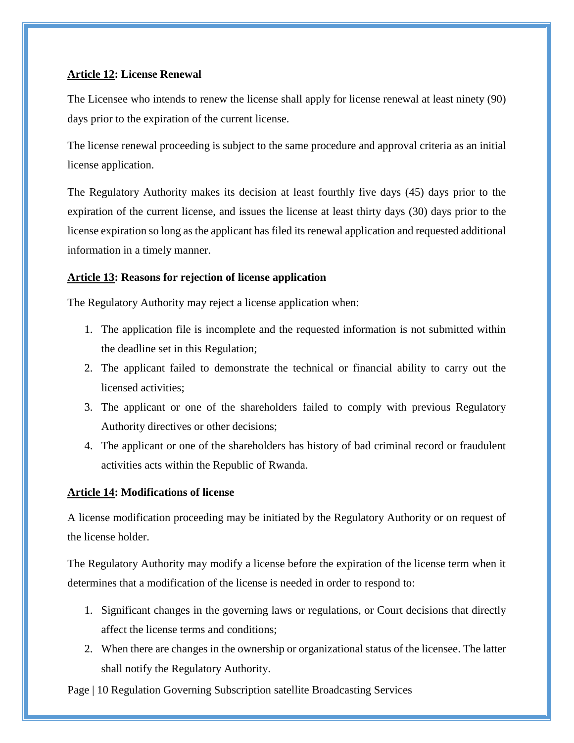**Article 12: License Renewal**

The Licensee who intends to renew the license shall apply for license renewal at least ninety (90) days prior to the expiration of the current license.

The license renewal proceeding is subject to the same procedure and approval criteria as an initial license application.

The Regulatory Authority makes its decision at least fourthly five days (45) days prior to the expiration of the current license, and issues the license at least thirty days (30) days prior to the license expiration so long as the applicant has filed its renewal application and requested additional information in a timely manner.

**Article 13: Reasons for rejection of license application**

The Regulatory Authority may reject a license application when:

1. The application file is incomplete and the requested information is not submitted within the deadline set in this Regulation;
2. The applicant failed to demonstrate the technical or financial ability to carry out the licensed activities;
3. The applicant or one of the shareholders failed to comply with previous Regulatory Authority directives or other decisions;
4. The applicant or one of the shareholders has history of bad criminal record or fraudulent activities acts within the Republic of Rwanda.

**Article 14: Modifications of license**

A license modification proceeding may be initiated by the Regulatory Authority or on request of the license holder.

The Regulatory Authority may modify a license before the expiration of the license term when it determines that a modification of the license is needed in order to respond to:

1. Significant changes in the governing laws or regulations, or Court decisions that directly affect the license terms and conditions;
2. When there are changes in the ownership or organizational status of the licensee. The latter shall notify the Regulatory Authority.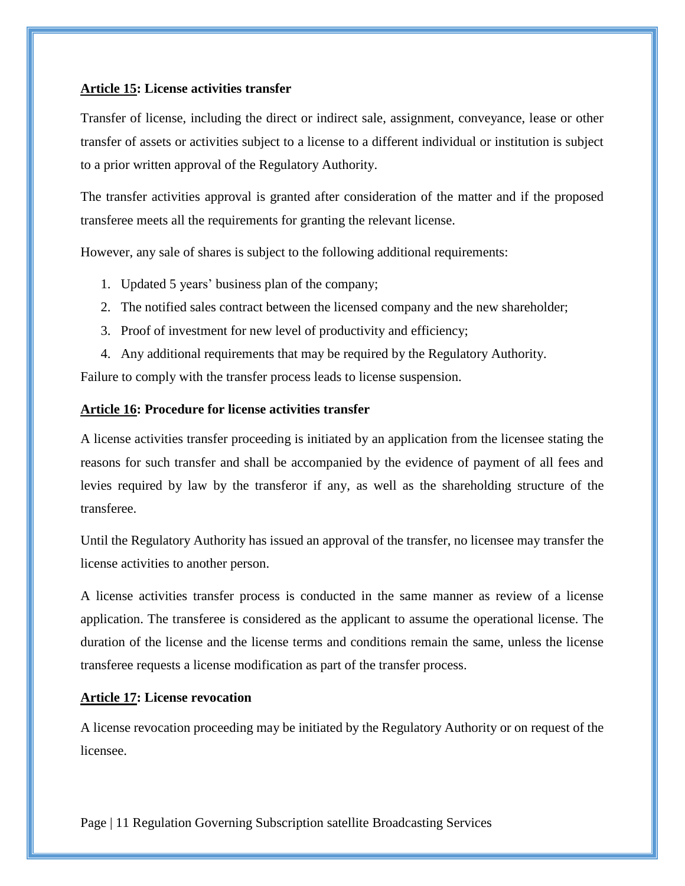**Article 15: License activities transfer**

Transfer of license, including the direct or indirect sale, assignment, conveyance, lease or other transfer of assets or activities subject to a license to a different individual or institution is subject to a prior written approval of the Regulatory Authority.

The transfer activities approval is granted after consideration of the matter and if the proposed transferee meets all the requirements for granting the relevant license.

However, any sale of shares is subject to the following additional requirements:

1. Updated 5 years' business plan of the company;
2. The notified sales contract between the licensed company and the new shareholder;
3. Proof of investment for new level of productivity and efficiency;
4. Any additional requirements that may be required by the Regulatory Authority.

Failure to comply with the transfer process leads to license suspension.

**Article 16: Procedure for license activities transfer**

A license activities transfer proceeding is initiated by an application from the licensee stating the reasons for such transfer and shall be accompanied by the evidence of payment of all fees and levies required by law by the transferor if any, as well as the shareholding structure of the transferee.

Until the Regulatory Authority has issued an approval of the transfer, no licensee may transfer the license activities to another person.

A license activities transfer process is conducted in the same manner as review of a license application. The transferee is considered as the applicant to assume the operational license. The duration of the license and the license terms and conditions remain the same, unless the license transferee requests a license modification as part of the transfer process.

**Article 17: License revocation**

A license revocation proceeding may be initiated by the Regulatory Authority or on request of the licensee.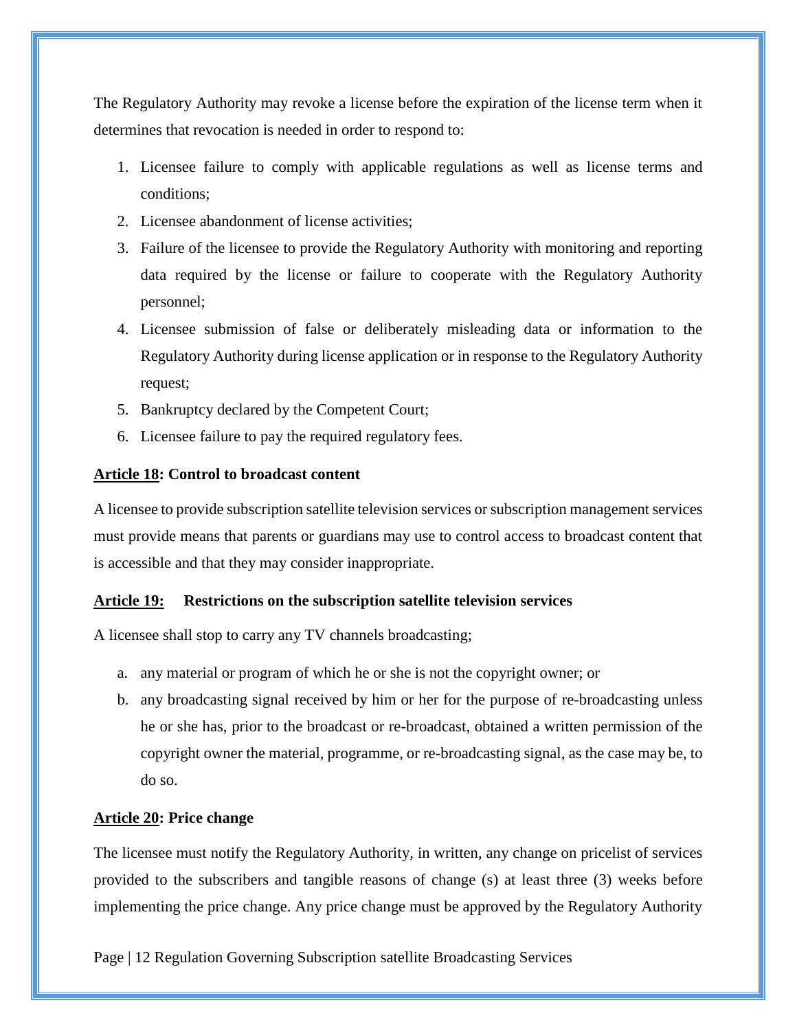The Regulatory Authority may revoke a license before the expiration of the license term when it determines that revocation is needed in order to respond to:

1. Licensee failure to comply with applicable regulations as well as license terms and conditions;
2. Licensee abandonment of license activities;
3. Failure of the licensee to provide the Regulatory Authority with monitoring and reporting data required by the license or failure to cooperate with the Regulatory Authority personnel;
4. Licensee submission of false or deliberately misleading data or information to the Regulatory Authority during license application or in response to the Regulatory Authority request;
5. Bankruptcy declared by the Competent Court;
6. Licensee failure to pay the required regulatory fees.

**Article 18: Control to broadcast content**

A licensee to provide subscription satellite television services or subscription management services must provide means that parents or guardians may use to control access to broadcast content that is accessible and that they may consider inappropriate.

**Article 19: Restrictions on the subscription satellite television services**

A licensee shall stop to carry any TV channels broadcasting;

a. any material or program of which he or she is not the copyright owner; or
b. any broadcasting signal received by him or her for the purpose of re-broadcasting unless he or she has, prior to the broadcast or re-broadcast, obtained a written permission of the copyright owner the material, programme, or re-broadcasting signal, as the case may be, to do so.

**Article 20: Price change**

The licensee must notify the Regulatory Authority, in written, any change on pricelist of services provided to the subscribers and tangible reasons of change (s) at least three (3) weeks before implementing the price change. Any price change must be approved by the Regulatory Authority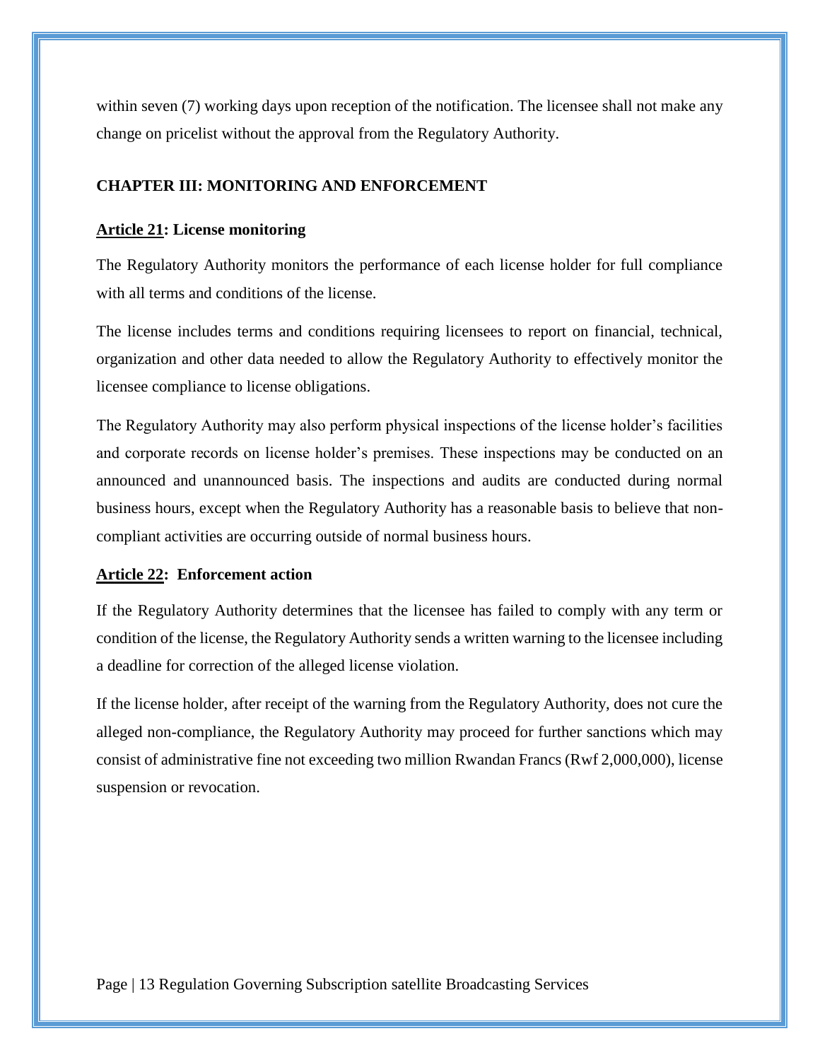within seven (7) working days upon reception of the notification. The licensee shall not make any change on pricelist without the approval from the Regulatory Authority.

## CHAPTER III: MONITORING AND ENFORCEMENT

### Article 21: License monitoring

The Regulatory Authority monitors the performance of each license holder for full compliance with all terms and conditions of the license.

The license includes terms and conditions requiring licensees to report on financial, technical, organization and other data needed to allow the Regulatory Authority to effectively monitor the licensee compliance to license obligations.

The Regulatory Authority may also perform physical inspections of the license holder's facilities and corporate records on license holder's premises. These inspections may be conducted on an announced and unannounced basis. The inspections and audits are conducted during normal business hours, except when the Regulatory Authority has a reasonable basis to believe that non-compliant activities are occurring outside of normal business hours.

### Article 22: Enforcement action

If the Regulatory Authority determines that the licensee has failed to comply with any term or condition of the license, the Regulatory Authority sends a written warning to the licensee including a deadline for correction of the alleged license violation.

If the license holder, after receipt of the warning from the Regulatory Authority, does not cure the alleged non-compliance, the Regulatory Authority may proceed for further sanctions which may consist of administrative fine not exceeding two million Rwandan Francs (Rwf 2,000,000), license suspension or revocation.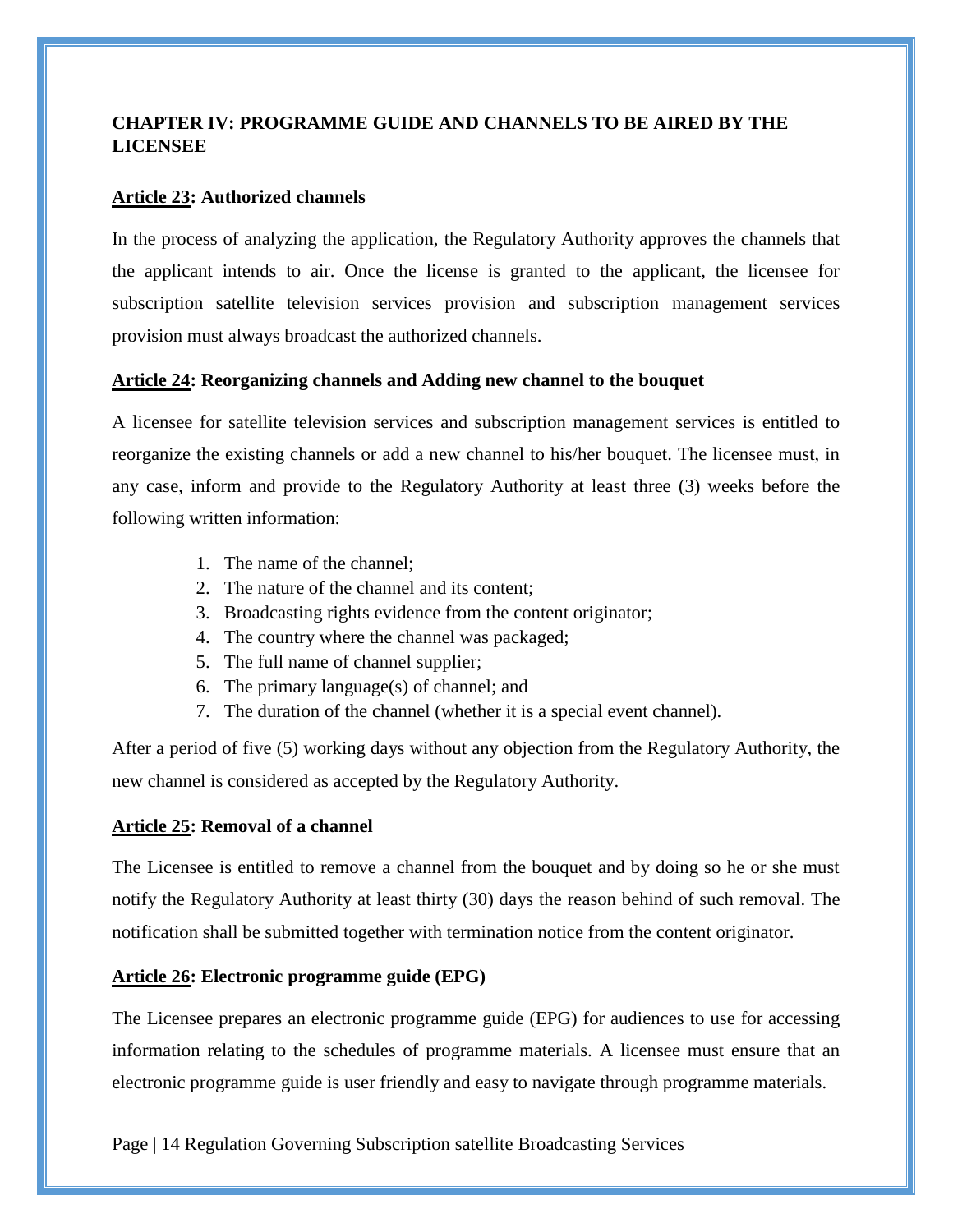## CHAPTER IV: PROGRAMME GUIDE AND CHANNELS TO BE AIRED BY THE LICENSEE

### Article 23: Authorized channels

In the process of analyzing the application, the Regulatory Authority approves the channels that the applicant intends to air. Once the license is granted to the applicant, the licensee for subscription satellite television services provision and subscription management services provision must always broadcast the authorized channels.

### Article 24: Reorganizing channels and Adding new channel to the bouquet

A licensee for satellite television services and subscription management services is entitled to reorganize the existing channels or add a new channel to his/her bouquet. The licensee must, in any case, inform and provide to the Regulatory Authority at least three (3) weeks before the following written information:

1. The name of the channel;
2. The nature of the channel and its content;
3. Broadcasting rights evidence from the content originator;
4. The country where the channel was packaged;
5. The full name of channel supplier;
6. The primary language(s) of channel; and
7. The duration of the channel (whether it is a special event channel).

After a period of five (5) working days without any objection from the Regulatory Authority, the new channel is considered as accepted by the Regulatory Authority.

### Article 25: Removal of a channel

The Licensee is entitled to remove a channel from the bouquet and by doing so he or she must notify the Regulatory Authority at least thirty (30) days the reason behind of such removal. The notification shall be submitted together with termination notice from the content originator.

### Article 26: Electronic programme guide (EPG)

The Licensee prepares an electronic programme guide (EPG) for audiences to use for accessing information relating to the schedules of programme materials. A licensee must ensure that an electronic programme guide is user friendly and easy to navigate through programme materials.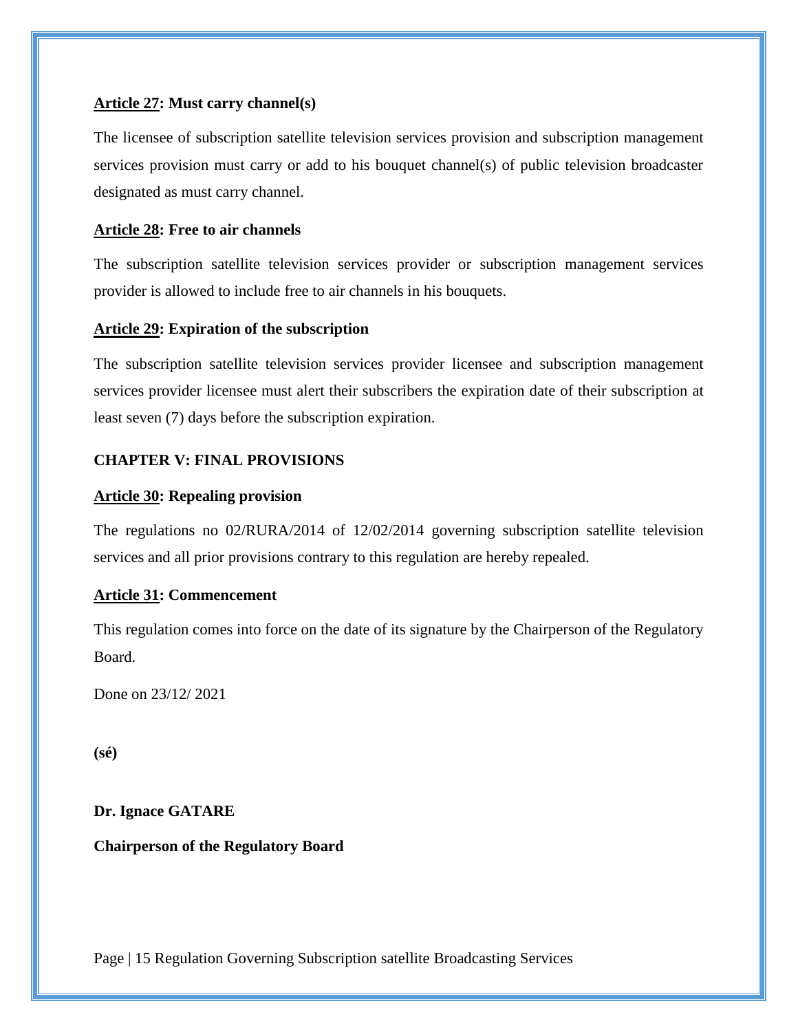**Article 27: Must carry channel(s)**

The licensee of subscription satellite television services provision and subscription management services provision must carry or add to his bouquet channel(s) of public television broadcaster designated as must carry channel.

**Article 28: Free to air channels**

The subscription satellite television services provider or subscription management services provider is allowed to include free to air channels in his bouquets.

**Article 29: Expiration of the subscription**

The subscription satellite television services provider licensee and subscription management services provider licensee must alert their subscribers the expiration date of their subscription at least seven (7) days before the subscription expiration.

## CHAPTER V: FINAL PROVISIONS

**Article 30: Repealing provision**

The regulations no 02/RURA/2014 of 12/02/2014 governing subscription satellite television services and all prior provisions contrary to this regulation are hereby repealed.

**Article 31: Commencement**

This regulation comes into force on the date of its signature by the Chairperson of the Regulatory Board.

Done on 23/12/ 2021

**(sé)**

**Dr. Ignace GATARE**

**Chairperson of the Regulatory Board**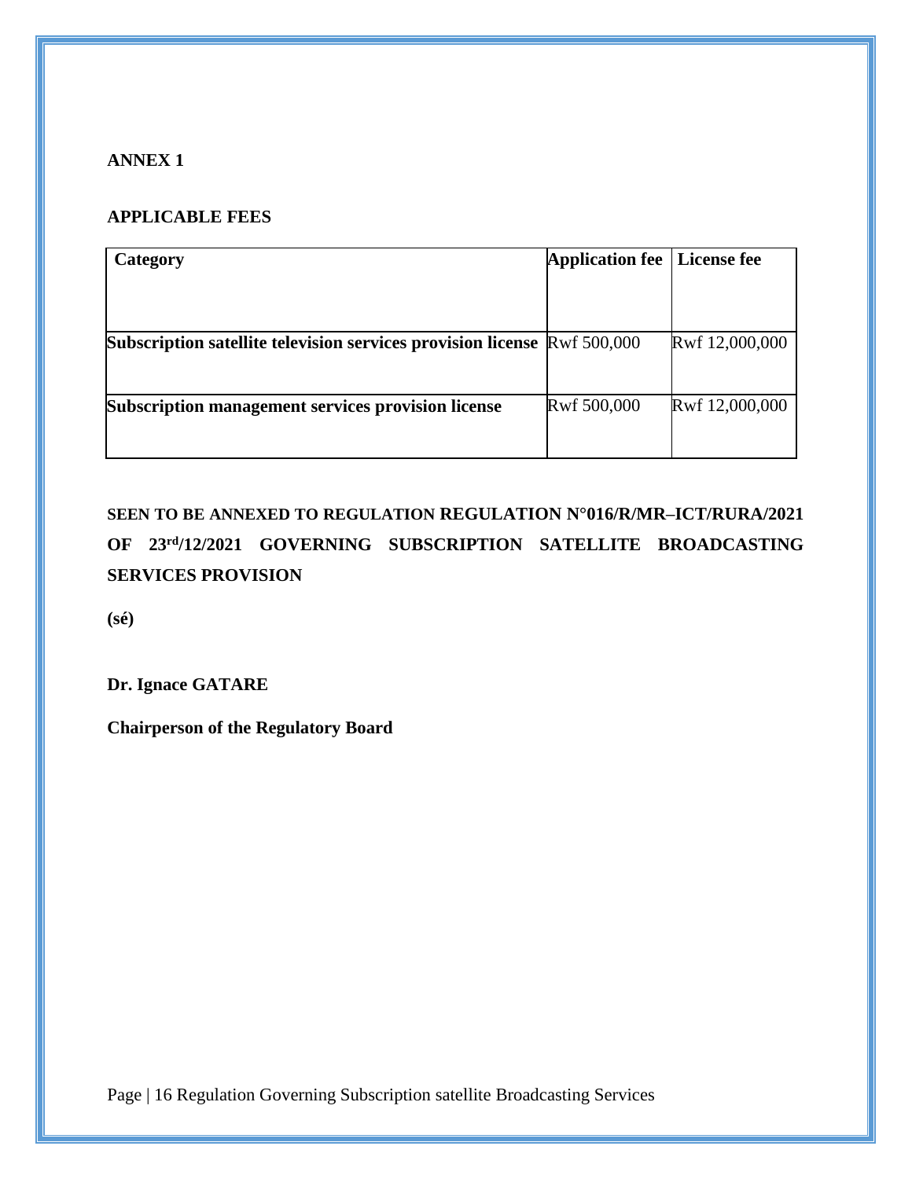**ANNEX 1**

**APPLICABLE FEES**

| Category | Application fee | License fee |
|---|---|---|
| **Subscription satellite television services provision license** | Rwf 500,000 | Rwf 12,000,000 |
| **Subscription management services provision license** | Rwf 500,000 | Rwf 12,000,000 |

**SEEN TO BE ANNEXED TO REGULATION REGULATION N°016/R/MR–ICT/RURA/2021 OF 23rd/12/2021 GOVERNING SUBSCRIPTION SATELLITE BROADCASTING SERVICES PROVISION**

**(sé)**

**Dr. Ignace GATARE**

**Chairperson of the Regulatory Board**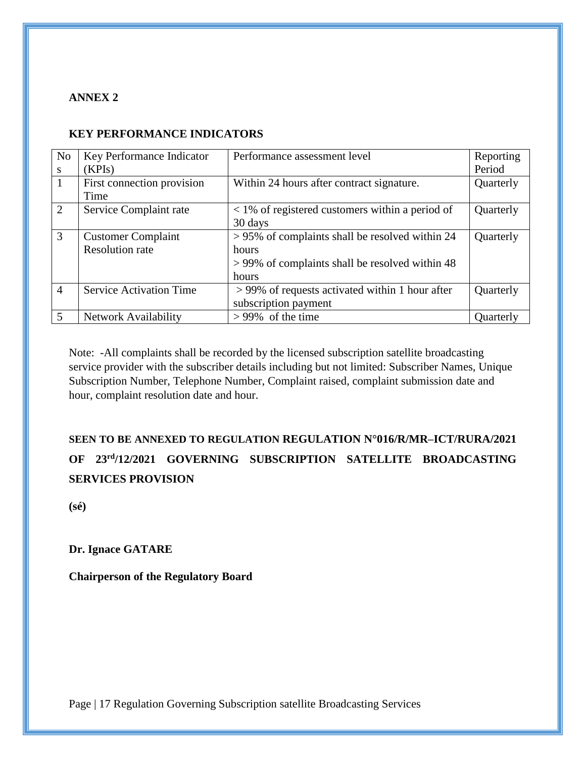**ANNEX 2**

**KEY PERFORMANCE INDICATORS**

| Nos | Key Performance Indicator (KPIs) | Performance assessment level | Reporting Period |
|---|---|---|---|
| 1 | First connection provision Time | Within 24 hours after contract signature. | Quarterly |
| 2 | Service Complaint rate | < 1% of registered customers within a period of 30 days | Quarterly |
| 3 | Customer Complaint Resolution rate | > 95% of complaints shall be resolved within 24 hours<br>> 99% of complaints shall be resolved within 48 hours | Quarterly |
| 4 | Service Activation Time | > 99% of requests activated within 1 hour after subscription payment | Quarterly |
| 5 | Network Availability | > 99% of the time | Quarterly |

Note: -All complaints shall be recorded by the licensed subscription satellite broadcasting service provider with the subscriber details including but not limited: Subscriber Names, Unique Subscription Number, Telephone Number, Complaint raised, complaint submission date and hour, complaint resolution date and hour.

**SEEN TO BE ANNEXED TO REGULATION REGULATION N°016/R/MR–ICT/RURA/2021 OF 23rd/12/2021 GOVERNING SUBSCRIPTION SATELLITE BROADCASTING SERVICES PROVISION**

**(sé)**

**Dr. Ignace GATARE**

**Chairperson of the Regulatory Board**